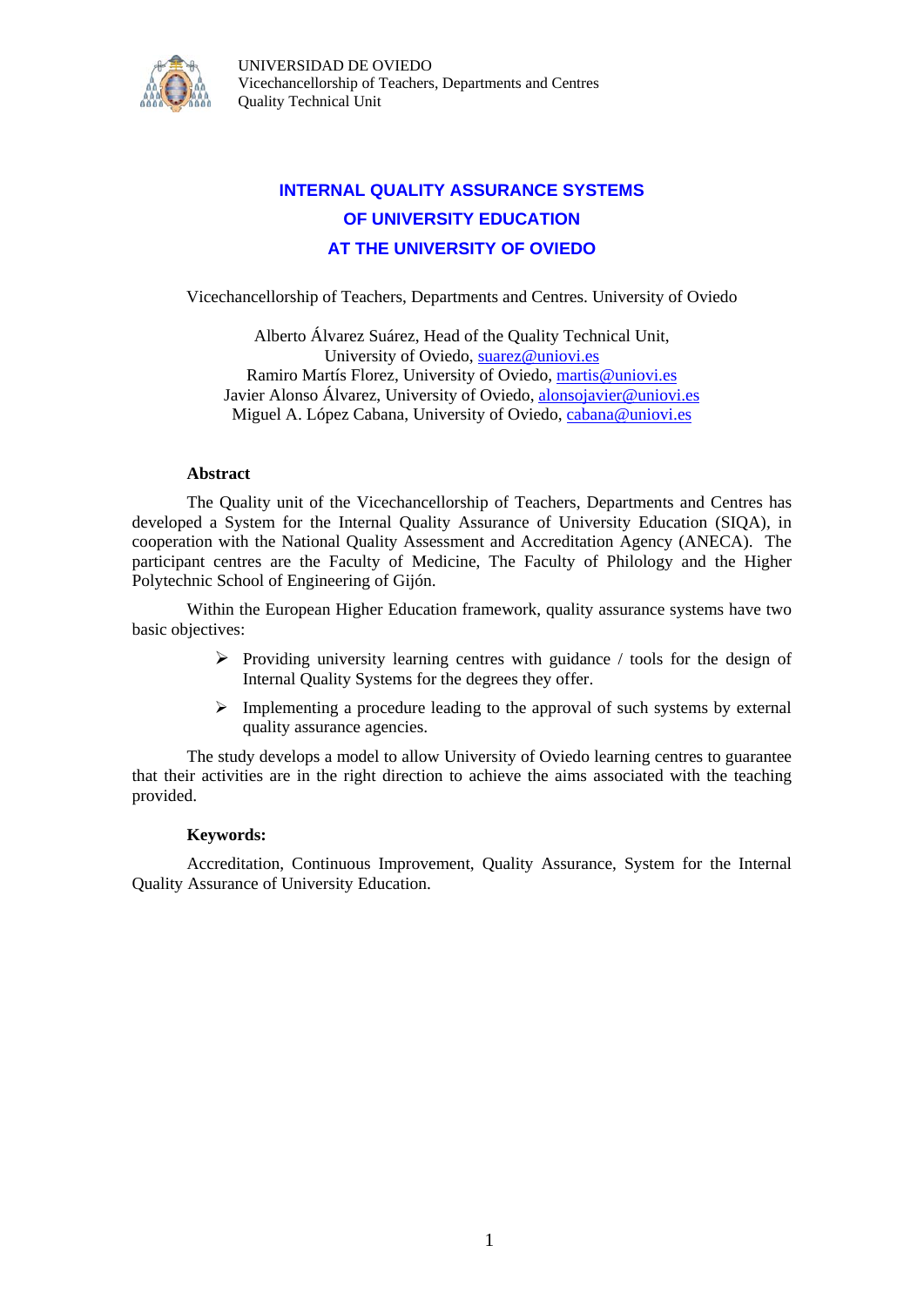UNIVERSIDAD DE OVIEDO
Vicechancellorship of Teachers, Departments and Centres
Quality Technical Unit

# INTERNAL QUALITY ASSURANCE SYSTEMS OF UNIVERSITY EDUCATION AT THE UNIVERSITY OF OVIEDO

Vicechancellorship of Teachers, Departments and Centres. University of Oviedo

Alberto Álvarez Suárez, Head of the Quality Technical Unit,
University of Oviedo, suarez@uniovi.es
Ramiro Martís Florez, University of Oviedo, martis@uniovi.es
Javier Alonso Álvarez, University of Oviedo, alonsojavier@uniovi.es
Miguel A. López Cabana, University of Oviedo, cabana@uniovi.es

**Abstract**

The Quality unit of the Vicechancellorship of Teachers, Departments and Centres has developed a System for the Internal Quality Assurance of University Education (SIQA), in cooperation with the National Quality Assessment and Accreditation Agency (ANECA). The participant centres are the Faculty of Medicine, The Faculty of Philology and the Higher Polytechnic School of Engineering of Gijón.

Within the European Higher Education framework, quality assurance systems have two basic objectives:

- Providing university learning centres with guidance / tools for the design of Internal Quality Systems for the degrees they offer.
- Implementing a procedure leading to the approval of such systems by external quality assurance agencies.

The study develops a model to allow University of Oviedo learning centres to guarantee that their activities are in the right direction to achieve the aims associated with the teaching provided.

**Keywords:**

Accreditation, Continuous Improvement, Quality Assurance, System for the Internal Quality Assurance of University Education.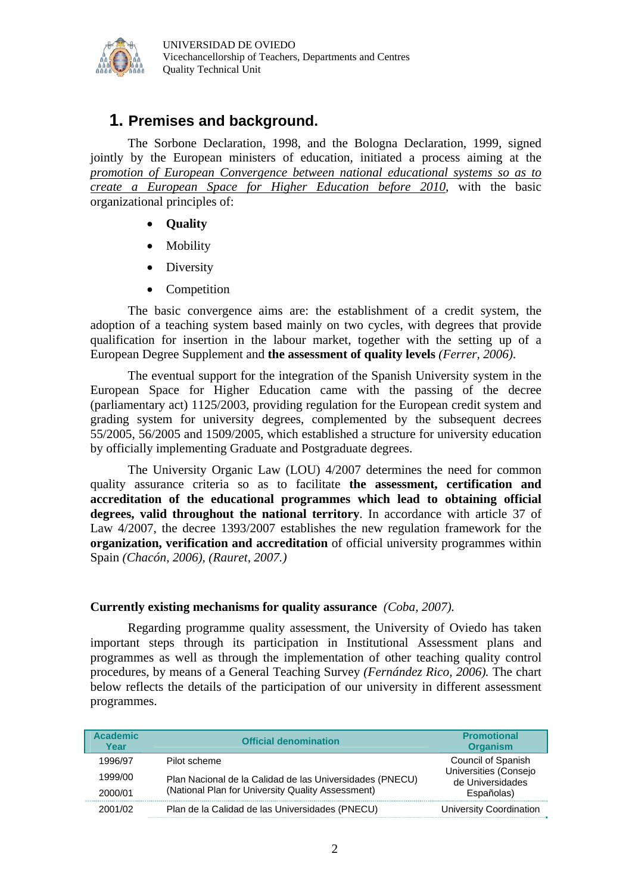## 1. Premises and background.

The Sorbone Declaration, 1998, and the Bologna Declaration, 1999, signed jointly by the European ministers of education, initiated a process aiming at the *promotion of European Convergence between national educational systems so as to create a European Space for Higher Education before 2010*, with the basic organizational principles of:

- **Quality**
- Mobility
- Diversity
- Competition

The basic convergence aims are: the establishment of a credit system, the adoption of a teaching system based mainly on two cycles, with degrees that provide qualification for insertion in the labour market, together with the setting up of a European Degree Supplement and **the assessment of quality levels** *(Ferrer, 2006).*

The eventual support for the integration of the Spanish University system in the European Space for Higher Education came with the passing of the decree (parliamentary act) 1125/2003, providing regulation for the European credit system and grading system for university degrees, complemented by the subsequent decrees 55/2005, 56/2005 and 1509/2005, which established a structure for university education by officially implementing Graduate and Postgraduate degrees.

The University Organic Law (LOU) 4/2007 determines the need for common quality assurance criteria so as to facilitate **the assessment, certification and accreditation of the educational programmes which lead to obtaining official degrees, valid throughout the national territory**. In accordance with article 37 of Law 4/2007, the decree 1393/2007 establishes the new regulation framework for the **organization, verification and accreditation** of official university programmes within Spain *(Chacón, 2006), (Rauret, 2007.)*

**Currently existing mechanisms for quality assurance** *(Coba, 2007).*

Regarding programme quality assessment, the University of Oviedo has taken important steps through its participation in Institutional Assessment plans and programmes as well as through the implementation of other teaching quality control procedures, by means of a General Teaching Survey *(Fernández Rico, 2006).* The chart below reflects the details of the participation of our university in different assessment programmes.

| Academic Year | Official denomination | Promotional Organism |
|---|---|---|
| 1996/97 | Pilot scheme | Council of Spanish Universities (Consejo de Universidades Españolas) |
| 1999/00 | Plan Nacional de la Calidad de las Universidades (PNECU) (National Plan for University Quality Assessment) | |
| 2000/01 | | |
| 2001/02 | Plan de la Calidad de las Universidades (PNECU) | University Coordination |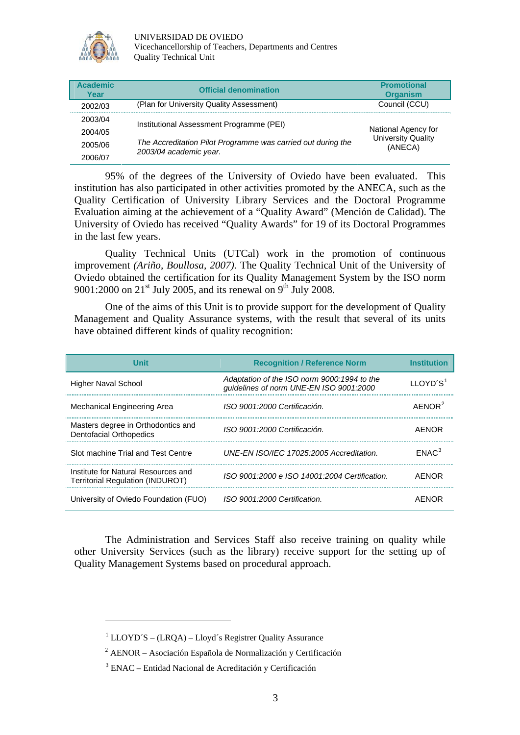| Academic Year | Official denomination | Promotional Organism |
|---|---|---|
| 2002/03 | (Plan for University Quality Assessment) | Council (CCU) |
| 2003/04<br>2004/05<br>2005/06<br>2006/07 | Institutional Assessment Programme (PEI)<br>*The Accreditation Pilot Programme was carried out during the 2003/04 academic year.* | National Agency for University Quality (ANECA) |

95% of the degrees of the University of Oviedo have been evaluated. This institution has also participated in other activities promoted by the ANECA, such as the Quality Certification of University Library Services and the Doctoral Programme Evaluation aiming at the achievement of a "Quality Award" (Mención de Calidad). The University of Oviedo has received "Quality Awards" for 19 of its Doctoral Programmes in the last few years.

Quality Technical Units (UTCal) work in the promotion of continuous improvement *(Ariño, Boullosa, 2007)*. The Quality Technical Unit of the University of Oviedo obtained the certification for its Quality Management System by the ISO norm 9001:2000 on 21st July 2005, and its renewal on 9th July 2008.

One of the aims of this Unit is to provide support for the development of Quality Management and Quality Assurance systems, with the result that several of its units have obtained different kinds of quality recognition:

| Unit | Recognition / Reference Norm | Institution |
|---|---|---|
| Higher Naval School | *Adaptation of the ISO norm 9000:1994 to the guidelines of norm UNE-EN ISO 9001:2000* | LLOYD´S[1] |
| Mechanical Engineering Area | *ISO 9001:2000 Certificación.* | AENOR[2] |
| Masters degree in Orthodontics and Dentofacial Orthopedics | *ISO 9001:2000 Certificación.* | AENOR |
| Slot machine Trial and Test Centre | *UNE-EN ISO/IEC 17025:2005 Accreditation.* | ENAC[3] |
| Institute for Natural Resources and Territorial Regulation (INDUROT) | *ISO 9001:2000 e ISO 14001:2004 Certification.* | AENOR |
| University of Oviedo Foundation (FUO) | *ISO 9001:2000 Certification.* | AENOR |

The Administration and Services Staff also receive training on quality while other University Services (such as the library) receive support for the setting up of Quality Management Systems based on procedural approach.

[1] LLOYD´S – (LRQA) – Lloyd´s Registrer Quality Assurance

[2] AENOR – Asociación Española de Normalización y Certificación

[3] ENAC – Entidad Nacional de Acreditación y Certificación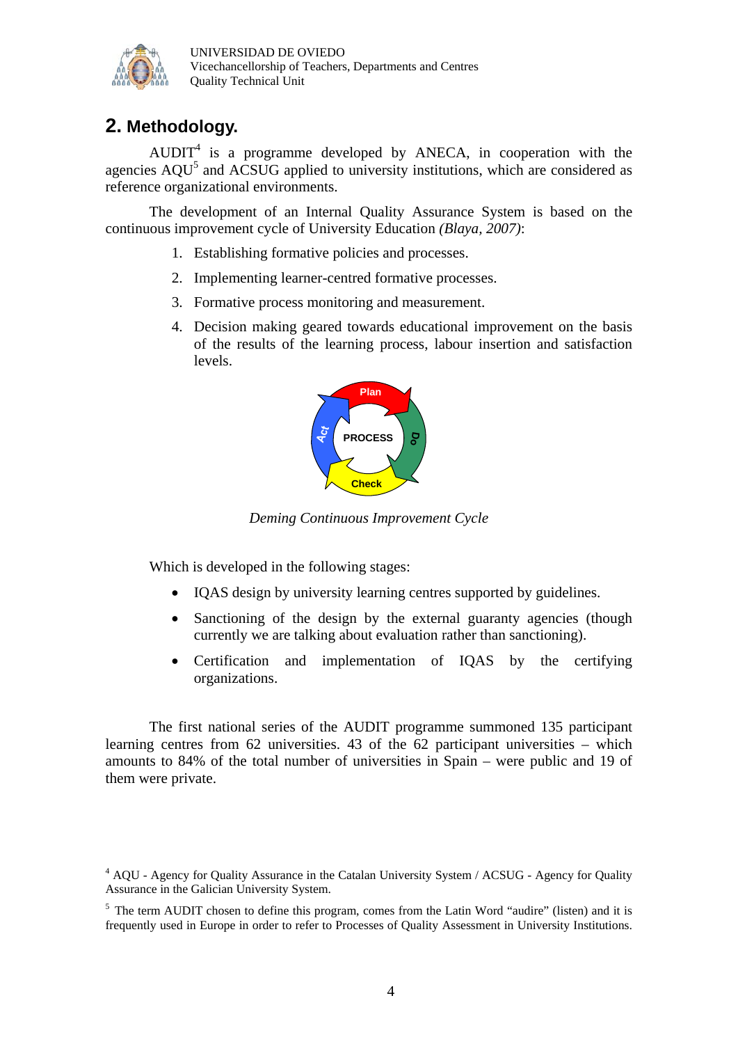## 2. Methodology.

AUDIT[4] is a programme developed by ANECA, in cooperation with the agencies AQU[5] and ACSUG applied to university institutions, which are considered as reference organizational environments.

The development of an Internal Quality Assurance System is based on the continuous improvement cycle of University Education *(Blaya, 2007)*:

1. Establishing formative policies and processes.
2. Implementing learner-centred formative processes.
3. Formative process monitoring and measurement.
4. Decision making geared towards educational improvement on the basis of the results of the learning process, labour insertion and satisfaction levels.

*Deming Continuous Improvement Cycle*

Which is developed in the following stages:

- IQAS design by university learning centres supported by guidelines.
- Sanctioning of the design by the external guaranty agencies (though currently we are talking about evaluation rather than sanctioning).
- Certification and implementation of IQAS by the certifying organizations.

The first national series of the AUDIT programme summoned 135 participant learning centres from 62 universities. 43 of the 62 participant universities – which amounts to 84% of the total number of universities in Spain – were public and 19 of them were private.

[4] AQU - Agency for Quality Assurance in the Catalan University System / ACSUG - Agency for Quality Assurance in the Galician University System.

[5] The term AUDIT chosen to define this program, comes from the Latin Word "audire" (listen) and it is frequently used in Europe in order to refer to Processes of Quality Assessment in University Institutions.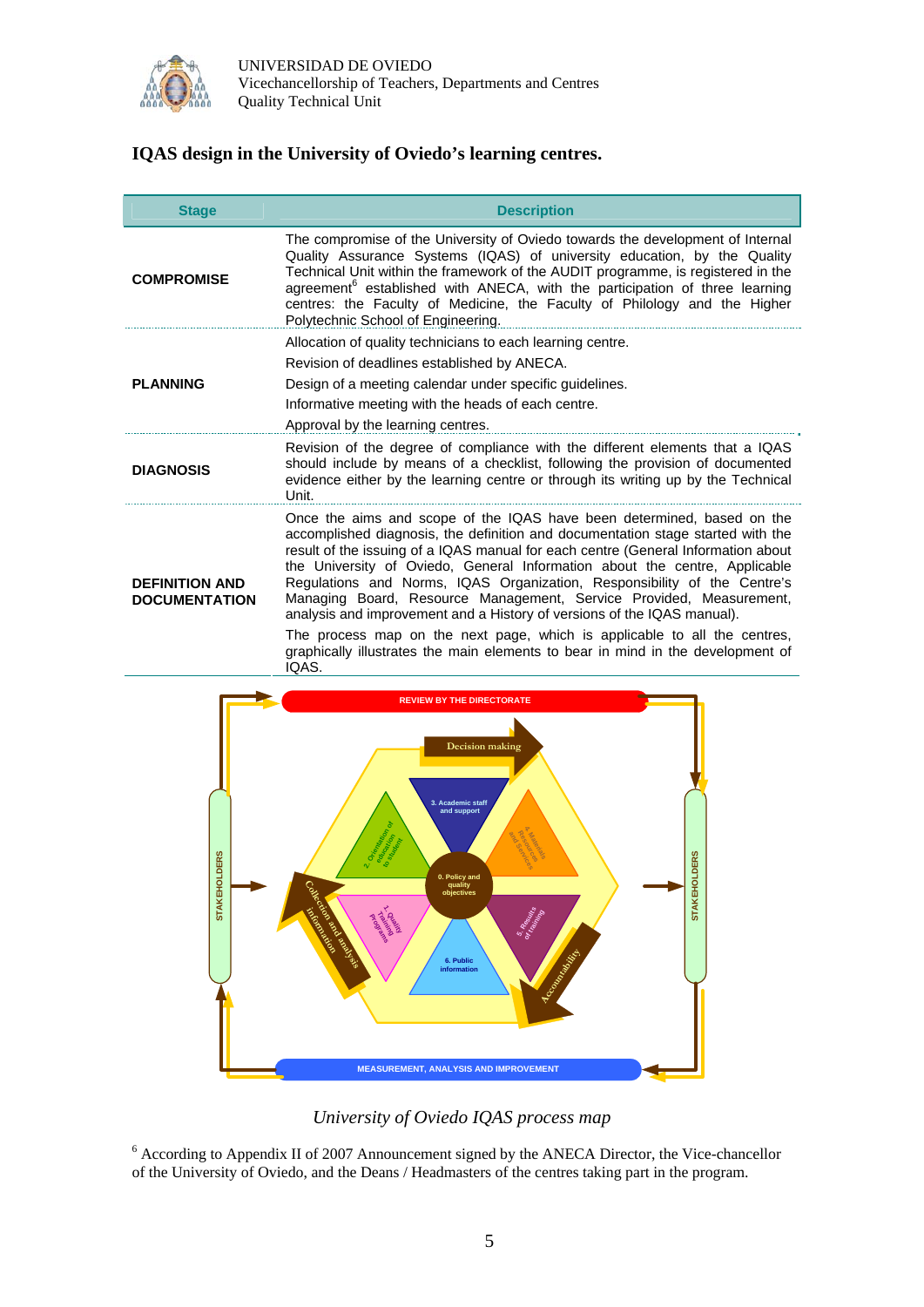UNIVERSIDAD DE OVIEDO
Vicechancellorship of Teachers, Departments and Centres
Quality Technical Unit

## IQAS design in the University of Oviedo's learning centres.

| Stage | Description |
| --- | --- |
| **COMPROMISE** | The compromise of the University of Oviedo towards the development of Internal Quality Assurance Systems (IQAS) of university education, by the Quality Technical Unit within the framework of the AUDIT programme, is registered in the agreement[6] established with ANECA, with the participation of three learning centres: the Faculty of Medicine, the Faculty of Philology and the Higher Polytechnic School of Engineering. |
| **PLANNING** | Allocation of quality technicians to each learning centre.<br>Revision of deadlines established by ANECA.<br>Design of a meeting calendar under specific guidelines.<br>Informative meeting with the heads of each centre.<br>Approval by the learning centres. |
| **DIAGNOSIS** | Revision of the degree of compliance with the different elements that a IQAS should include by means of a checklist, following the provision of documented evidence either by the learning centre or through its writing up by the Technical Unit. |
| **DEFINITION AND DOCUMENTATION** | Once the aims and scope of the IQAS have been determined, based on the accomplished diagnosis, the definition and documentation stage started with the result of the issuing of a IQAS manual for each centre (General Information about the University of Oviedo, General Information about the centre, Applicable Regulations and Norms, IQAS Organization, Responsibility of the Centre's Managing Board, Resource Management, Service Provided, Measurement, analysis and improvement and a History of versions of the IQAS manual).<br>The process map on the next page, which is applicable to all the centres, graphically illustrates the main elements to bear in mind in the development of IQAS. |

*University of Oviedo IQAS process map*

[6] According to Appendix II of 2007 Announcement signed by the ANECA Director, the Vice-chancellor of the University of Oviedo, and the Deans / Headmasters of the centres taking part in the program.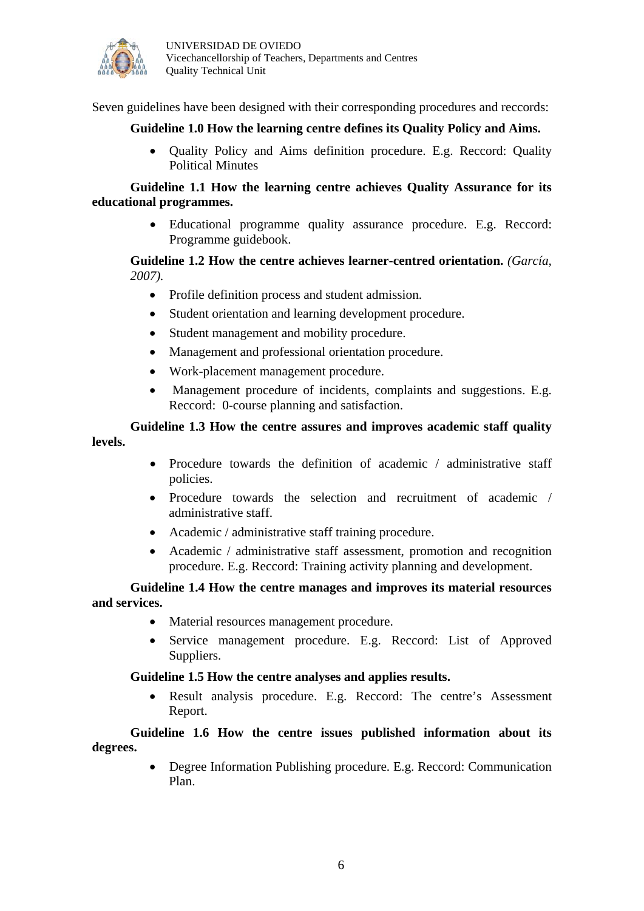Seven guidelines have been designed with their corresponding procedures and reccords:

**Guideline 1.0 How the learning centre defines its Quality Policy and Aims.**

- Quality Policy and Aims definition procedure. E.g. Reccord: Quality Political Minutes

**Guideline 1.1 How the learning centre achieves Quality Assurance for its educational programmes.**

- Educational programme quality assurance procedure. E.g. Reccord: Programme guidebook.

**Guideline 1.2 How the centre achieves learner-centred orientation.** *(García, 2007).*

- Profile definition process and student admission.
- Student orientation and learning development procedure.
- Student management and mobility procedure.
- Management and professional orientation procedure.
- Work-placement management procedure.
- Management procedure of incidents, complaints and suggestions. E.g. Reccord: 0-course planning and satisfaction.

**Guideline 1.3 How the centre assures and improves academic staff quality levels.**

- Procedure towards the definition of academic / administrative staff policies.
- Procedure towards the selection and recruitment of academic / administrative staff.
- Academic / administrative staff training procedure.
- Academic / administrative staff assessment, promotion and recognition procedure. E.g. Reccord: Training activity planning and development.

**Guideline 1.4 How the centre manages and improves its material resources and services.**

- Material resources management procedure.
- Service management procedure. E.g. Reccord: List of Approved Suppliers.

**Guideline 1.5 How the centre analyses and applies results.**

- Result analysis procedure. E.g. Reccord: The centre's Assessment Report.

**Guideline 1.6 How the centre issues published information about its degrees.**

- Degree Information Publishing procedure. E.g. Reccord: Communication Plan.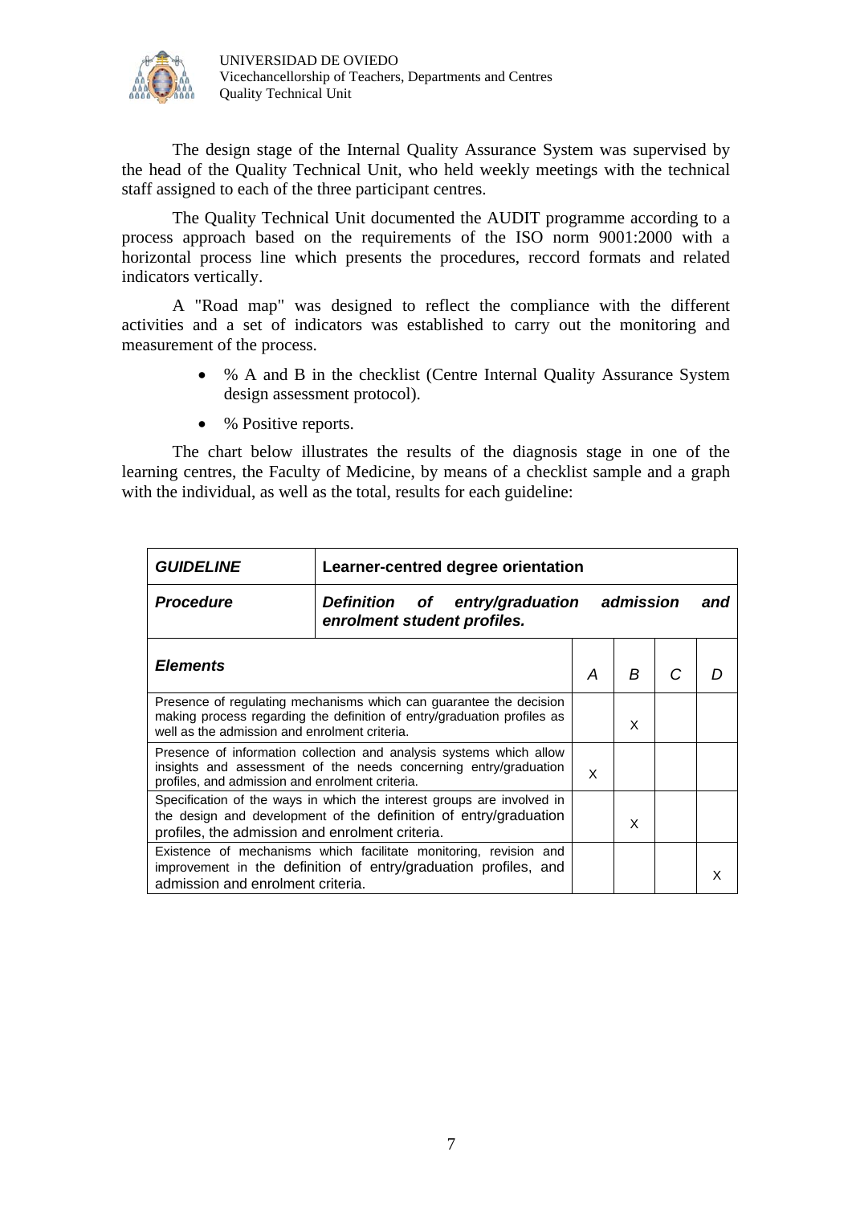The design stage of the Internal Quality Assurance System was supervised by the head of the Quality Technical Unit, who held weekly meetings with the technical staff assigned to each of the three participant centres.

The Quality Technical Unit documented the AUDIT programme according to a process approach based on the requirements of the ISO norm 9001:2000 with a horizontal process line which presents the procedures, reccord formats and related indicators vertically.

A "Road map" was designed to reflect the compliance with the different activities and a set of indicators was established to carry out the monitoring and measurement of the process.

- % A and B in the checklist (Centre Internal Quality Assurance System design assessment protocol).
- % Positive reports.

The chart below illustrates the results of the diagnosis stage in one of the learning centres, the Faculty of Medicine, by means of a checklist sample and a graph with the individual, as well as the total, results for each guideline:

| ***GUIDELINE*** | **Learner-centred degree orientation** | | | | |
|---|---|---|---|---|---|
| ***Procedure*** | ***Definition of entry/graduation admission and enrolment student profiles.*** | | | | |
| ***Elements*** | | *A* | *B* | *C* | *D* |
| Presence of regulating mechanisms which can guarantee the decision making process regarding the definition of entry/graduation profiles as well as the admission and enrolment criteria. | | | X | | |
| Presence of information collection and analysis systems which allow insights and assessment of the needs concerning entry/graduation profiles, and admission and enrolment criteria. | | X | | | |
| Specification of the ways in which the interest groups are involved in the design and development of the definition of entry/graduation profiles, the admission and enrolment criteria. | | | X | | |
| Existence of mechanisms which facilitate monitoring, revision and improvement in the definition of entry/graduation profiles, and admission and enrolment criteria. | | | | | X |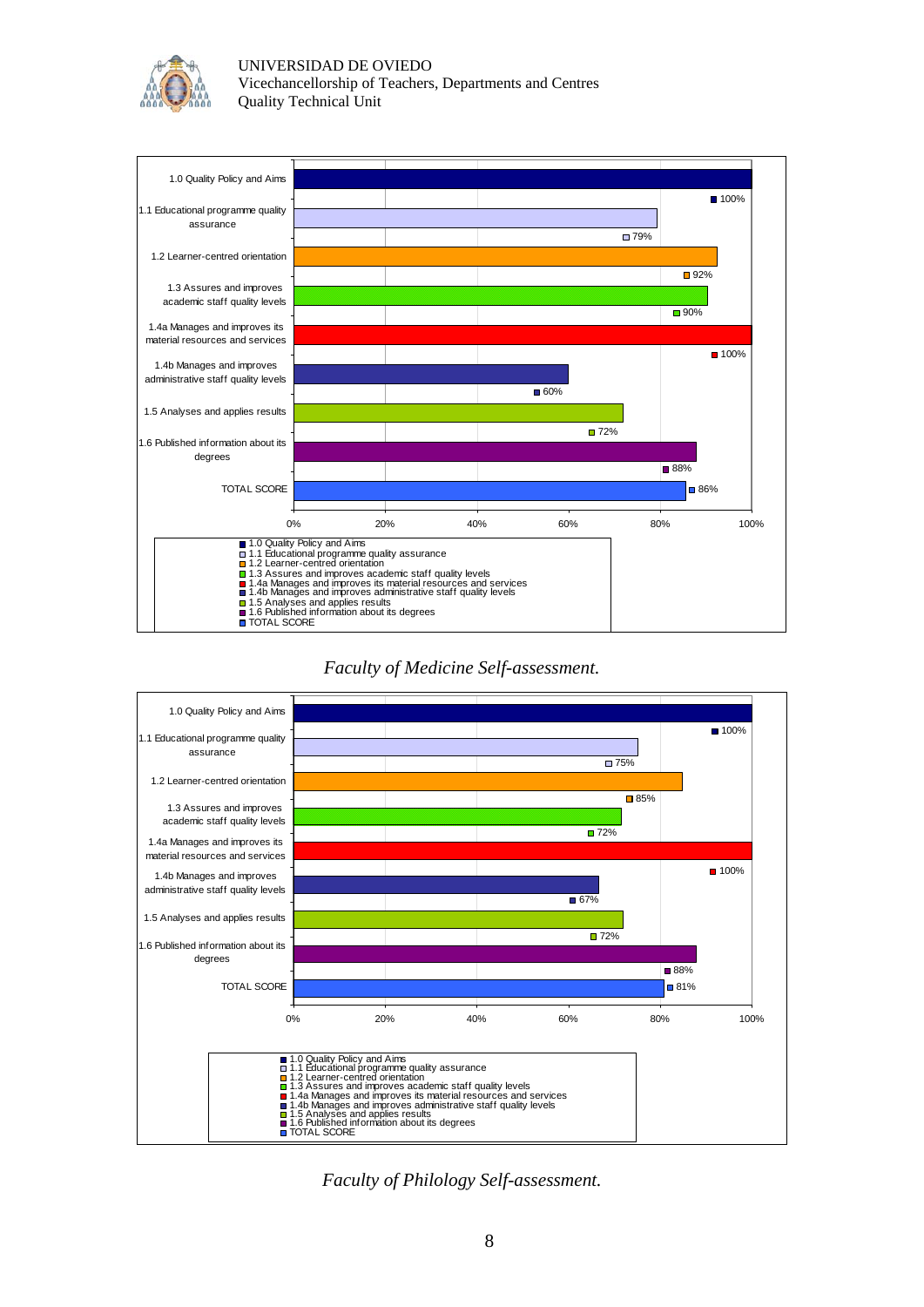| Criterion | Score |
|---|---|
| 1.0 Quality Policy and Aims | 100% |
| 1.1 Educational programme quality assurance | 79% |
| 1.2 Learner-centred orientation | 92% |
| 1.3 Assures and improves academic staff quality levels | 90% |
| 1.4a Manages and improves its material resources and services | 100% |
| 1.4b Manages and improves administrative staff quality levels | 60% |
| 1.5 Analyses and applies results | 72% |
| 1.6 Published information about its degrees | 88% |
| TOTAL SCORE | 86% |

*Faculty of Medicine Self-assessment.*

| Criterion | Score |
|---|---|
| 1.0 Quality Policy and Aims | 100% |
| 1.1 Educational programme quality assurance | 75% |
| 1.2 Learner-centred orientation | 85% |
| 1.3 Assures and improves academic staff quality levels | 72% |
| 1.4a Manages and improves its material resources and services | 100% |
| 1.4b Manages and improves administrative staff quality levels | 67% |
| 1.5 Analyses and applies results | 72% |
| 1.6 Published information about its degrees | 88% |
| TOTAL SCORE | 81% |

*Faculty of Philology Self-assessment.*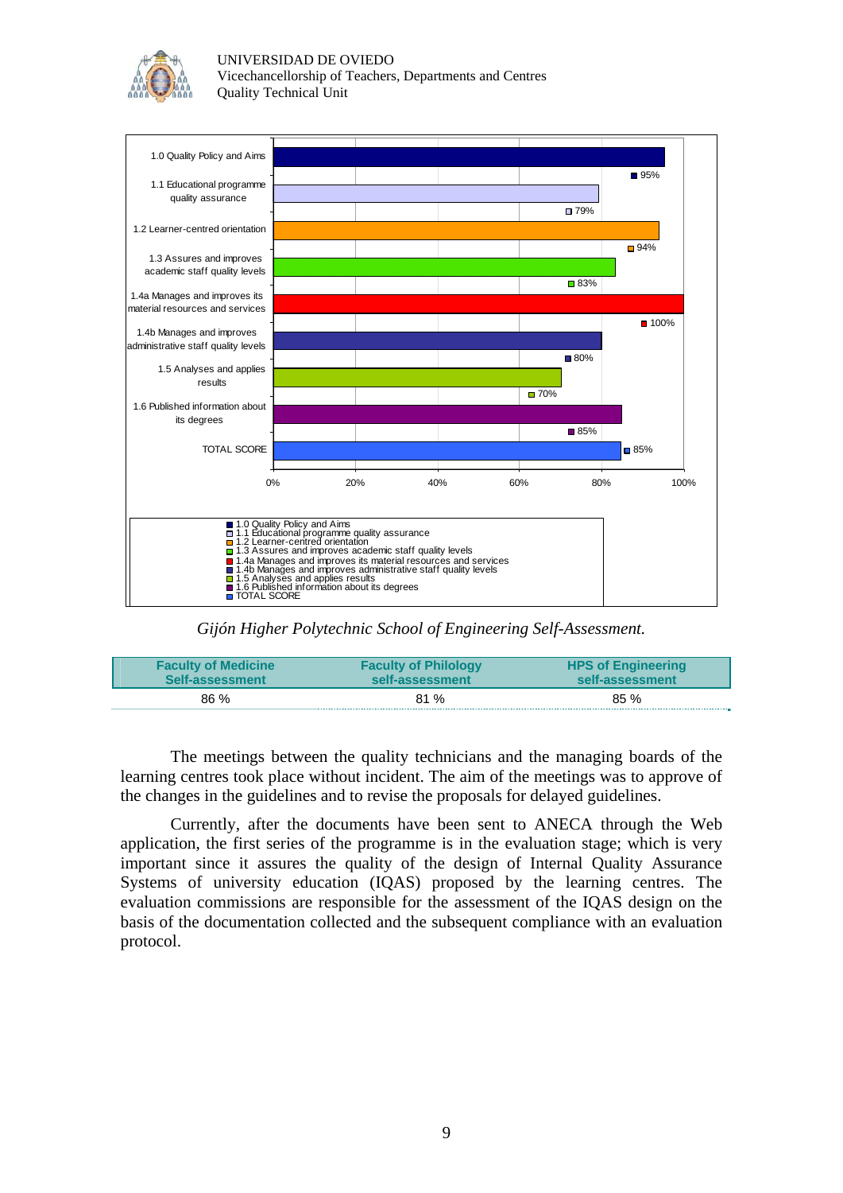| Category | Score |
|---|---|
| 1.0 Quality Policy and Aims | 95% |
| 1.1 Educational programme quality assurance | 79% |
| 1.2 Learner-centred orientation | 94% |
| 1.3 Assures and improves academic staff quality levels | 83% |
| 1.4a Manages and improves its material resources and services | 100% |
| 1.4b Manages and improves administrative staff quality levels | 80% |
| 1.5 Analyses and applies results | 70% |
| 1.6 Published information about its degrees | 85% |
| TOTAL SCORE | 85% |

*Gijón Higher Polytechnic School of Engineering Self-Assessment.*

| Faculty of Medicine Self-assessment | Faculty of Philology self-assessment | HPS of Engineering self-assessment |
|---|---|---|
| 86 % | 81 % | 85 % |

The meetings between the quality technicians and the managing boards of the learning centres took place without incident. The aim of the meetings was to approve of the changes in the guidelines and to revise the proposals for delayed guidelines.

Currently, after the documents have been sent to ANECA through the Web application, the first series of the programme is in the evaluation stage; which is very important since it assures the quality of the design of Internal Quality Assurance Systems of university education (IQAS) proposed by the learning centres. The evaluation commissions are responsible for the assessment of the IQAS design on the basis of the documentation collected and the subsequent compliance with an evaluation protocol.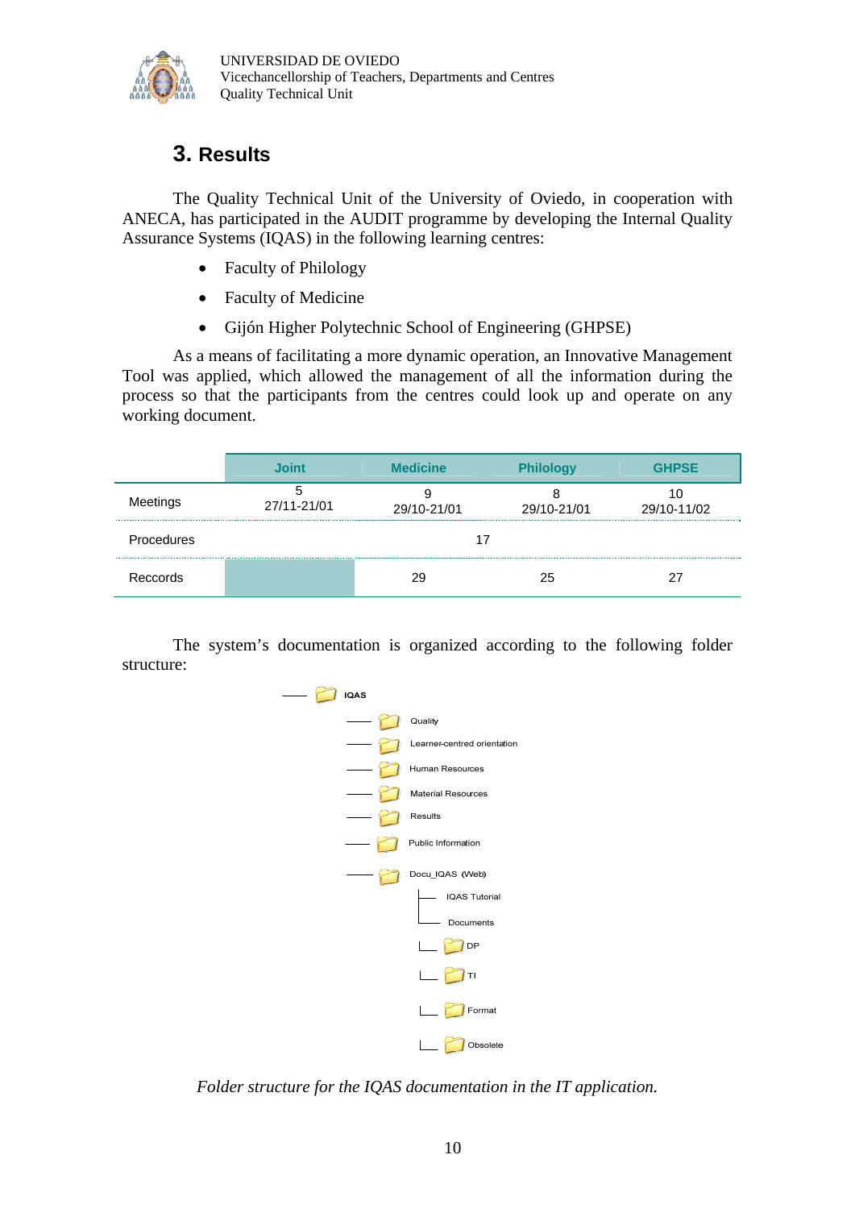## 3. Results

The Quality Technical Unit of the University of Oviedo, in cooperation with ANECA, has participated in the AUDIT programme by developing the Internal Quality Assurance Systems (IQAS) in the following learning centres:

- Faculty of Philology
- Faculty of Medicine
- Gijón Higher Polytechnic School of Engineering (GHPSE)

As a means of facilitating a more dynamic operation, an Innovative Management Tool was applied, which allowed the management of all the information during the process so that the participants from the centres could look up and operate on any working document.

| | Joint | Medicine | Philology | GHPSE |
|---|---|---|---|---|
| Meetings | 5<br>27/11-21/01 | 9<br>29/10-21/01 | 8<br>29/10-21/01 | 10<br>29/10-11/02 |
| Procedures | | 17 | | |
| Reccords | | 29 | 25 | 27 |

The system's documentation is organized according to the following folder structure:

```
IQAS
├── Quality
├── Learner-centred orientation
├── Human Resources
├── Material Resources
├── Results
├── Public Information
└── Docu_IQAS (Web)
    ├── IQAS Tutorial
    └── Documents
        ├── DP
        ├── TI
        ├── Format
        └── Obsolete
```

*Folder structure for the IQAS documentation in the IT application.*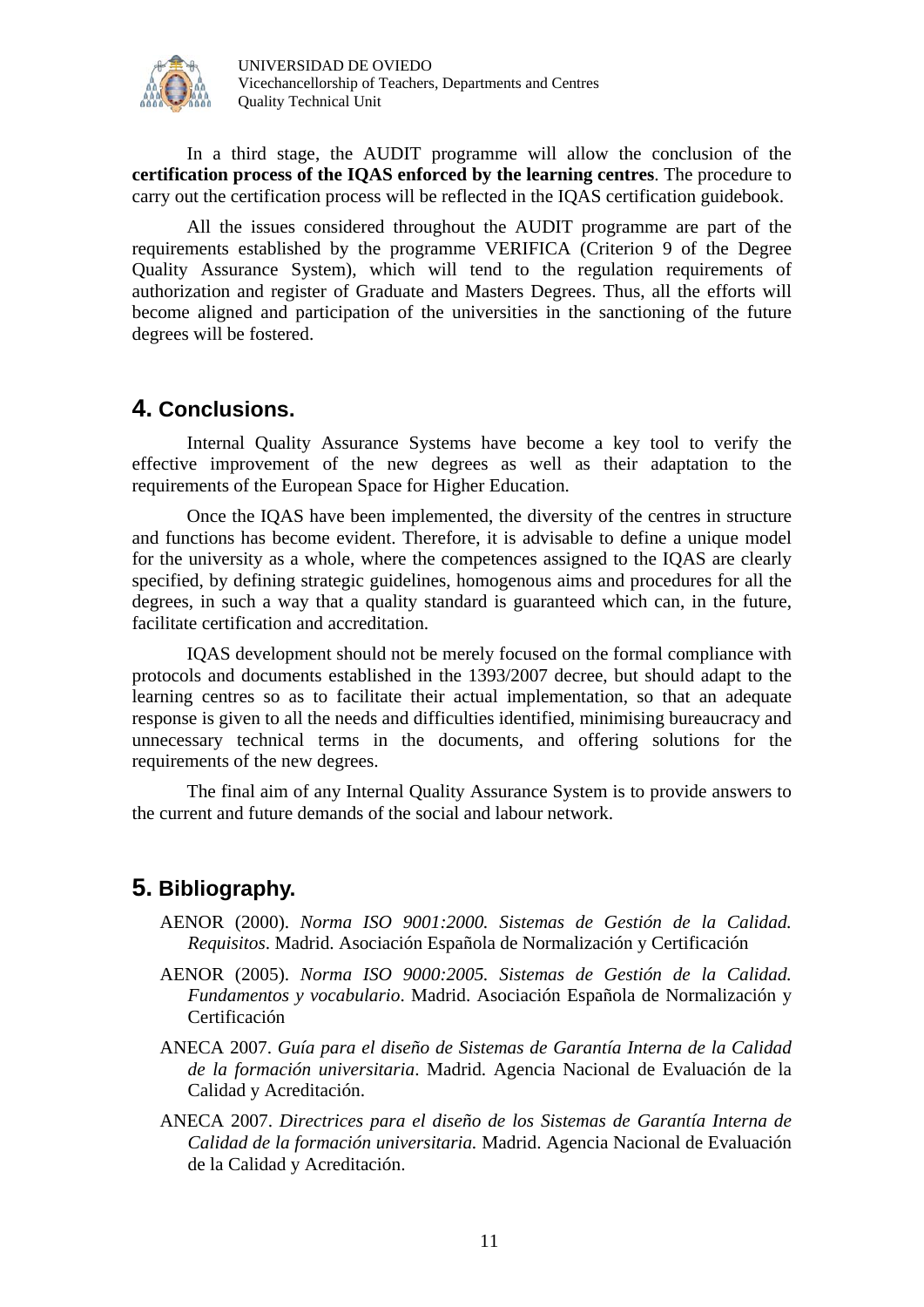In a third stage, the AUDIT programme will allow the conclusion of the **certification process of the IQAS enforced by the learning centres**. The procedure to carry out the certification process will be reflected in the IQAS certification guidebook.

All the issues considered throughout the AUDIT programme are part of the requirements established by the programme VERIFICA (Criterion 9 of the Degree Quality Assurance System), which will tend to the regulation requirements of authorization and register of Graduate and Masters Degrees. Thus, all the efforts will become aligned and participation of the universities in the sanctioning of the future degrees will be fostered.

## 4. Conclusions.

Internal Quality Assurance Systems have become a key tool to verify the effective improvement of the new degrees as well as their adaptation to the requirements of the European Space for Higher Education.

Once the IQAS have been implemented, the diversity of the centres in structure and functions has become evident. Therefore, it is advisable to define a unique model for the university as a whole, where the competences assigned to the IQAS are clearly specified, by defining strategic guidelines, homogenous aims and procedures for all the degrees, in such a way that a quality standard is guaranteed which can, in the future, facilitate certification and accreditation.

IQAS development should not be merely focused on the formal compliance with protocols and documents established in the 1393/2007 decree, but should adapt to the learning centres so as to facilitate their actual implementation, so that an adequate response is given to all the needs and difficulties identified, minimising bureaucracy and unnecessary technical terms in the documents, and offering solutions for the requirements of the new degrees.

The final aim of any Internal Quality Assurance System is to provide answers to the current and future demands of the social and labour network.

## 5. Bibliography.

AENOR (2000). *Norma ISO 9001:2000. Sistemas de Gestión de la Calidad. Requisitos*. Madrid. Asociación Española de Normalización y Certificación

AENOR (2005). *Norma ISO 9000:2005. Sistemas de Gestión de la Calidad. Fundamentos y vocabulario*. Madrid. Asociación Española de Normalización y Certificación

ANECA 2007. *Guía para el diseño de Sistemas de Garantía Interna de la Calidad de la formación universitaria*. Madrid. Agencia Nacional de Evaluación de la Calidad y Acreditación.

ANECA 2007. *Directrices para el diseño de los Sistemas de Garantía Interna de Calidad de la formación universitaria.* Madrid. Agencia Nacional de Evaluación de la Calidad y Acreditación.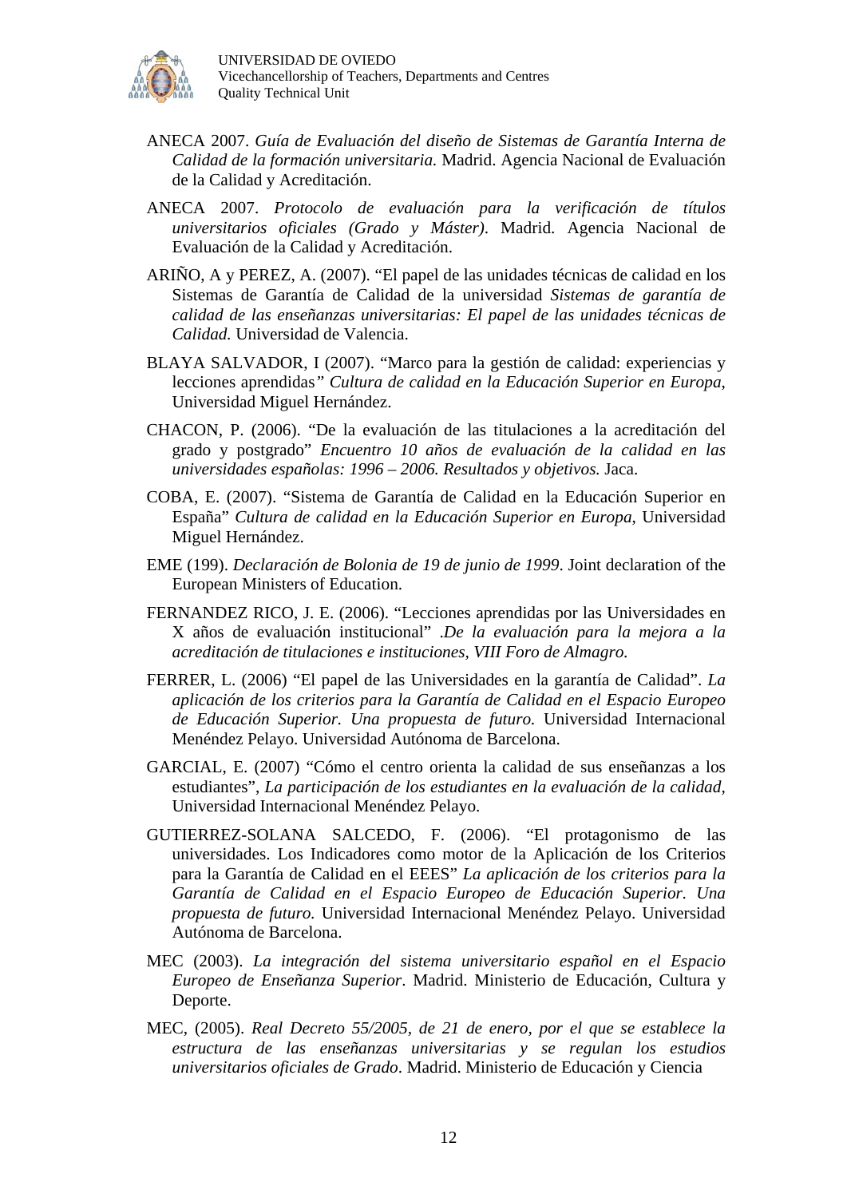ANECA 2007. *Guía de Evaluación del diseño de Sistemas de Garantía Interna de Calidad de la formación universitaria.* Madrid. Agencia Nacional de Evaluación de la Calidad y Acreditación.

ANECA 2007. *Protocolo de evaluación para la verificación de títulos universitarios oficiales (Grado y Máster)*. Madrid. Agencia Nacional de Evaluación de la Calidad y Acreditación.

ARIÑO, A y PEREZ, A. (2007). "El papel de las unidades técnicas de calidad en los Sistemas de Garantía de Calidad de la universidad *Sistemas de garantía de calidad de las enseñanzas universitarias: El papel de las unidades técnicas de Calidad.* Universidad de Valencia.

BLAYA SALVADOR, I (2007). "Marco para la gestión de calidad: experiencias y lecciones aprendidas*" Cultura de calidad en la Educación Superior en Europa*, Universidad Miguel Hernández.

CHACON, P. (2006). "De la evaluación de las titulaciones a la acreditación del grado y postgrado" *Encuentro 10 años de evaluación de la calidad en las universidades españolas: 1996 – 2006. Resultados y objetivos.* Jaca.

COBA, E. (2007). "Sistema de Garantía de Calidad en la Educación Superior en España" *Cultura de calidad en la Educación Superior en Europa*, Universidad Miguel Hernández.

EME (199). *Declaración de Bolonia de 19 de junio de 1999*. Joint declaration of the European Ministers of Education.

FERNANDEZ RICO, J. E. (2006). "Lecciones aprendidas por las Universidades en X años de evaluación institucional" .*De la evaluación para la mejora a la acreditación de titulaciones e instituciones, VIII Foro de Almagro.*

FERRER, L. (2006) "El papel de las Universidades en la garantía de Calidad". *La aplicación de los criterios para la Garantía de Calidad en el Espacio Europeo de Educación Superior. Una propuesta de futuro.* Universidad Internacional Menéndez Pelayo. Universidad Autónoma de Barcelona.

GARCIAL, E. (2007) "Cómo el centro orienta la calidad de sus enseñanzas a los estudiantes", *La participación de los estudiantes en la evaluación de la calidad*, Universidad Internacional Menéndez Pelayo.

GUTIERREZ-SOLANA SALCEDO, F. (2006). "El protagonismo de las universidades. Los Indicadores como motor de la Aplicación de los Criterios para la Garantía de Calidad en el EEES" *La aplicación de los criterios para la Garantía de Calidad en el Espacio Europeo de Educación Superior. Una propuesta de futuro.* Universidad Internacional Menéndez Pelayo. Universidad Autónoma de Barcelona.

MEC (2003). *La integración del sistema universitario español en el Espacio Europeo de Enseñanza Superior*. Madrid. Ministerio de Educación, Cultura y Deporte.

MEC, (2005). *Real Decreto 55/2005, de 21 de enero, por el que se establece la estructura de las enseñanzas universitarias y se regulan los estudios universitarios oficiales de Grado*. Madrid. Ministerio de Educación y Ciencia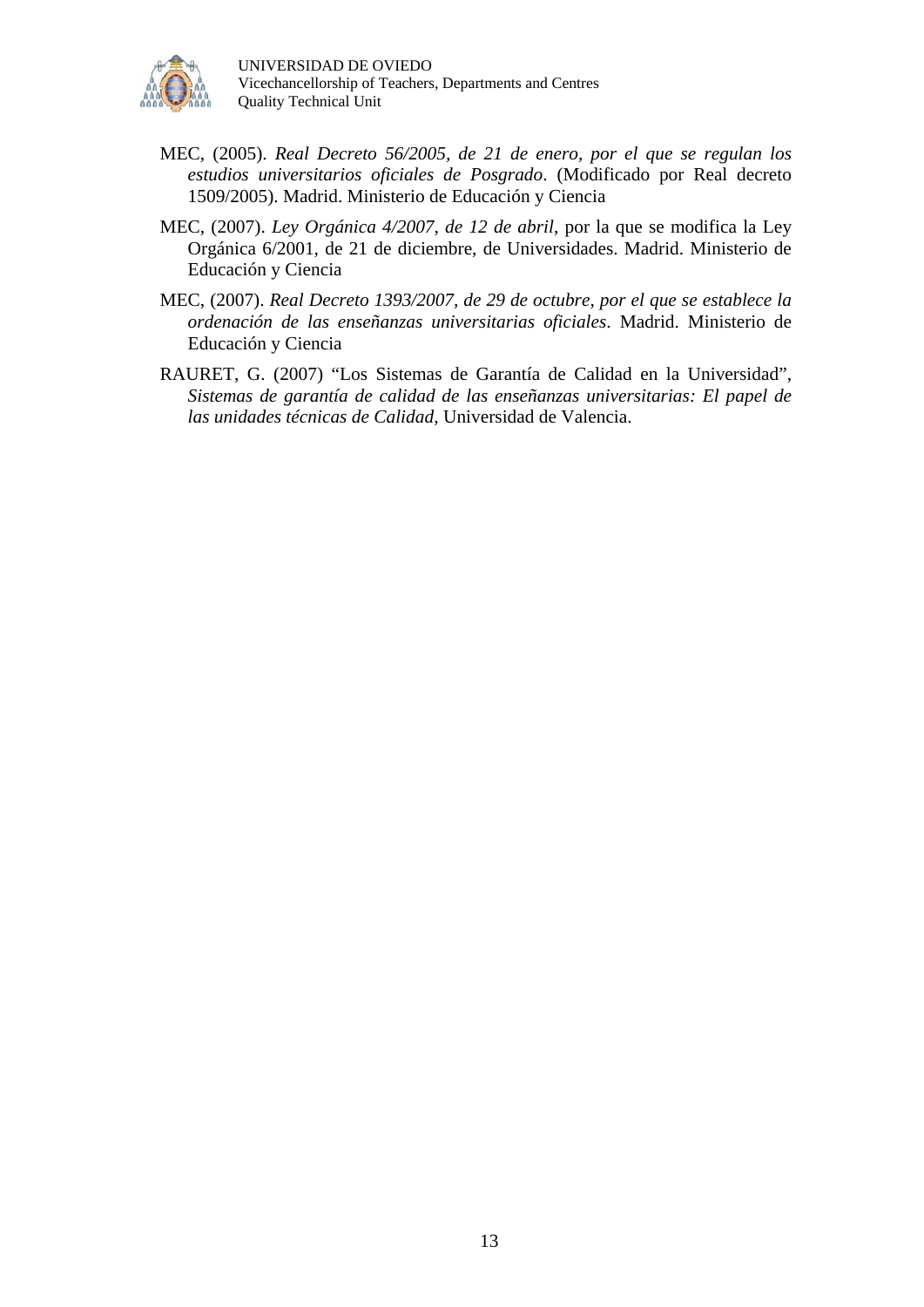MEC, (2005). *Real Decreto 56/2005, de 21 de enero, por el que se regulan los estudios universitarios oficiales de Posgrado*. (Modificado por Real decreto 1509/2005). Madrid. Ministerio de Educación y Ciencia

MEC, (2007). *Ley Orgánica 4/2007, de 12 de abril*, por la que se modifica la Ley Orgánica 6/2001, de 21 de diciembre, de Universidades. Madrid. Ministerio de Educación y Ciencia

MEC, (2007). *Real Decreto 1393/2007, de 29 de octubre, por el que se establece la ordenación de las enseñanzas universitarias oficiales*. Madrid. Ministerio de Educación y Ciencia

RAURET, G. (2007) "Los Sistemas de Garantía de Calidad en la Universidad", *Sistemas de garantía de calidad de las enseñanzas universitarias: El papel de las unidades técnicas de Calidad*, Universidad de Valencia.